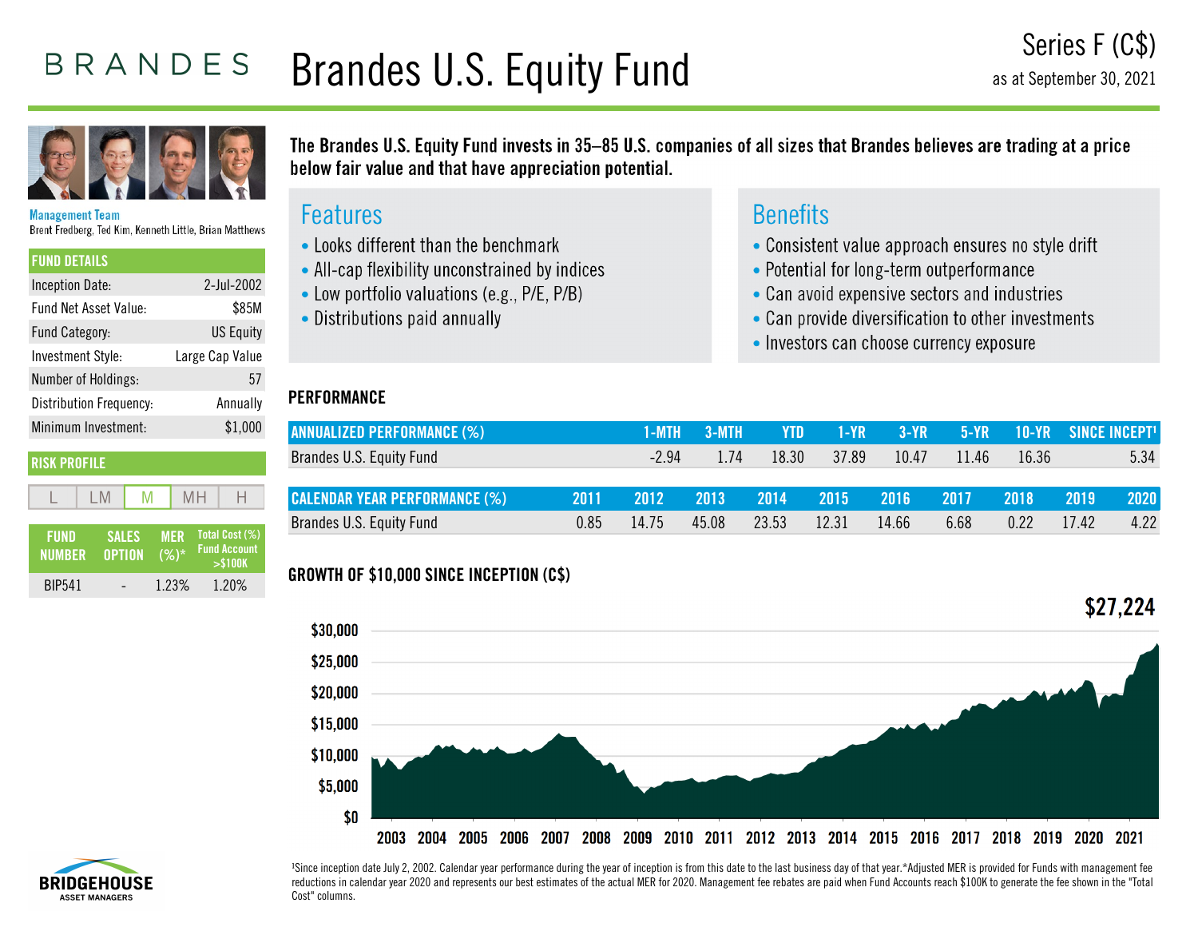BRANDES

# Brandes U.S. Equity Fund

Series F (C$)
as at September 30, 2021

**Management Team**
Brent Fredberg, Ted Kim, Kenneth Little, Brian Matthews

| FUND DETAILS | |
|---|---|
| Inception Date: | 2-Jul-2002 |
| Fund Net Asset Value: | $85M |
| Fund Category: | US Equity |
| Investment Style: | Large Cap Value |
| Number of Holdings: | 57 |
| Distribution Frequency: | Annually |
| Minimum Investment: | $1,000 |

**RISK PROFILE**

L | LM | **M** | MH | H

| FUND NUMBER | SALES OPTION | MER (%)* | Total Cost (%) Fund Account >$100K |
|---|---|---|---|
| BIP541 | - | 1.23% | 1.20% |

**The Brandes U.S. Equity Fund invests in 35–85 U.S. companies of all sizes that Brandes believes are trading at a price below fair value and that have appreciation potential.**

## Features

- Looks different than the benchmark
- All-cap flexibility unconstrained by indices
- Low portfolio valuations (e.g., P/E, P/B)
- Distributions paid annually

## Benefits

- Consistent value approach ensures no style drift
- Potential for long-term outperformance
- Can avoid expensive sectors and industries
- Can provide diversification to other investments
- Investors can choose currency exposure

## PERFORMANCE

| ANNUALIZED PERFORMANCE (%) | 1-MTH | 3-MTH | YTD | 1-YR | 3-YR | 5-YR | 10-YR | SINCE INCEPT[1] |
|---|---|---|---|---|---|---|---|---|
| Brandes U.S. Equity Fund | -2.94 | 1.74 | 18.30 | 37.89 | 10.47 | 11.46 | 16.36 | 5.34 |

| CALENDAR YEAR PERFORMANCE (%) | 2011 | 2012 | 2013 | 2014 | 2015 | 2016 | 2017 | 2018 | 2019 | 2020 |
|---|---|---|---|---|---|---|---|---|---|---|
| Brandes U.S. Equity Fund | 0.85 | 14.75 | 45.08 | 23.53 | 12.31 | 14.66 | 6.68 | 0.22 | 17.42 | 4.22 |

## GROWTH OF $10,000 SINCE INCEPTION (C$)

$27,224

[1]Since inception date July 2, 2002. Calendar year performance during the year of inception is from this date to the last business day of that year.*Adjusted MER is provided for Funds with management fee reductions in calendar year 2020 and represents our best estimates of the actual MER for 2020. Management fee rebates are paid when Fund Accounts reach $100K to generate the fee shown in the "Total Cost" columns.

BRIDGEHOUSE ASSET MANAGERS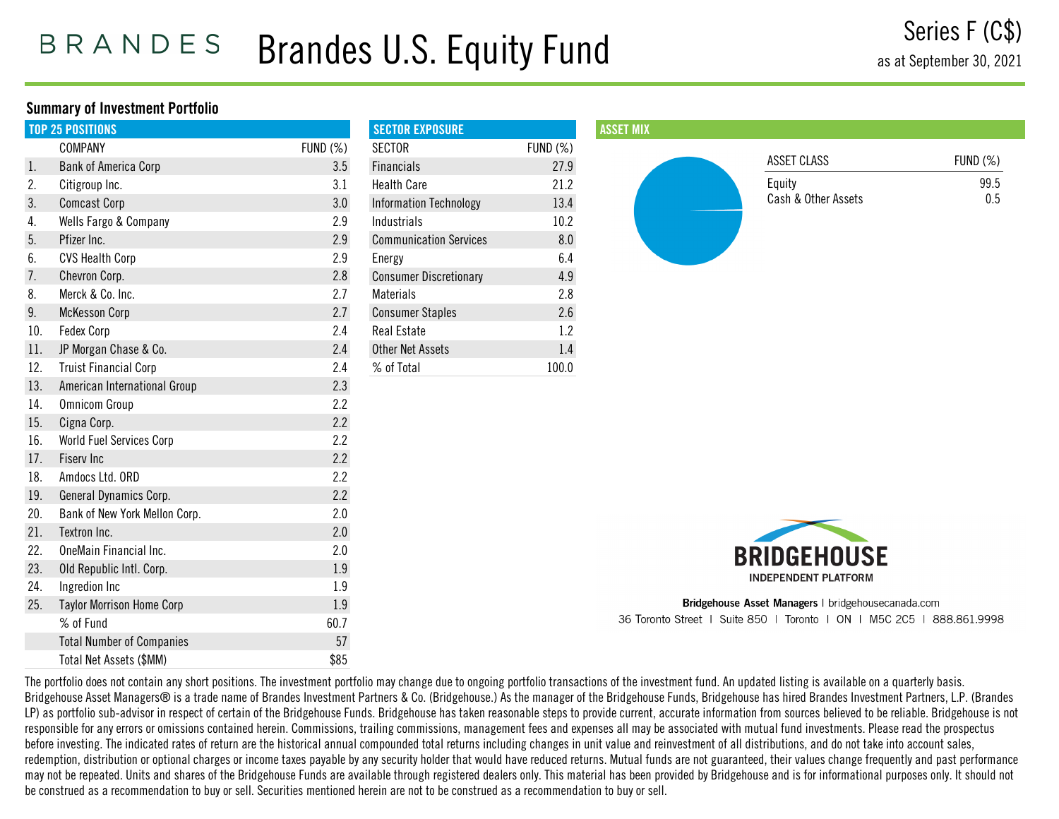BRANDES

# Brandes U.S. Equity Fund

Series F (C$)

as at September 30, 2021

## Summary of Investment Portfolio

### TOP 25 POSITIONS

| | COMPANY | FUND (%) |
|---|---|---|
| 1. | Bank of America Corp | 3.5 |
| 2. | Citigroup Inc. | 3.1 |
| 3. | Comcast Corp | 3.0 |
| 4. | Wells Fargo & Company | 2.9 |
| 5. | Pfizer Inc. | 2.9 |
| 6. | CVS Health Corp | 2.9 |
| 7. | Chevron Corp. | 2.8 |
| 8. | Merck & Co. Inc. | 2.7 |
| 9. | McKesson Corp | 2.7 |
| 10. | Fedex Corp | 2.4 |
| 11. | JP Morgan Chase & Co. | 2.4 |
| 12. | Truist Financial Corp | 2.4 |
| 13. | American International Group | 2.3 |
| 14. | Omnicom Group | 2.2 |
| 15. | Cigna Corp. | 2.2 |
| 16. | World Fuel Services Corp | 2.2 |
| 17. | Fiserv Inc | 2.2 |
| 18. | Amdocs Ltd. ORD | 2.2 |
| 19. | General Dynamics Corp. | 2.2 |
| 20. | Bank of New York Mellon Corp. | 2.0 |
| 21. | Textron Inc. | 2.0 |
| 22. | OneMain Financial Inc. | 2.0 |
| 23. | Old Republic Intl. Corp. | 1.9 |
| 24. | Ingredion Inc | 1.9 |
| 25. | Taylor Morrison Home Corp | 1.9 |
| | % of Fund | 60.7 |
| | Total Number of Companies | 57 |
| | Total Net Assets ($MM) | $85 |

### SECTOR EXPOSURE

| SECTOR | FUND (%) |
|---|---|
| Financials | 27.9 |
| Health Care | 21.2 |
| Information Technology | 13.4 |
| Industrials | 10.2 |
| Communication Services | 8.0 |
| Energy | 6.4 |
| Consumer Discretionary | 4.9 |
| Materials | 2.8 |
| Consumer Staples | 2.6 |
| Real Estate | 1.2 |
| Other Net Assets | 1.4 |
| % of Total | 100.0 |

### ASSET MIX

| ASSET CLASS | FUND (%) |
|---|---|
| Equity | 99.5 |
| Cash & Other Assets | 0.5 |

BRIDGEHOUSE
INDEPENDENT PLATFORM

**Bridgehouse Asset Managers** | bridgehousecanada.com
36 Toronto Street | Suite 850 | Toronto | ON | M5C 2C5 | 888.861.9998

The portfolio does not contain any short positions. The investment portfolio may change due to ongoing portfolio transactions of the investment fund. An updated listing is available on a quarterly basis. Bridgehouse Asset Managers® is a trade name of Brandes Investment Partners & Co. (Bridgehouse.) As the manager of the Bridgehouse Funds, Bridgehouse has hired Brandes Investment Partners, L.P. (Brandes LP) as portfolio sub-advisor in respect of certain of the Bridgehouse Funds. Bridgehouse has taken reasonable steps to provide current, accurate information from sources believed to be reliable. Bridgehouse is not responsible for any errors or omissions contained herein. Commissions, trailing commissions, management fees and expenses all may be associated with mutual fund investments. Please read the prospectus before investing. The indicated rates of return are the historical annual compounded total returns including changes in unit value and reinvestment of all distributions, and do not take into account sales, redemption, distribution or optional charges or income taxes payable by any security holder that would have reduced returns. Mutual funds are not guaranteed, their values change frequently and past performance may not be repeated. Units and shares of the Bridgehouse Funds are available through registered dealers only. This material has been provided by Bridgehouse and is for informational purposes only. It should not be construed as a recommendation to buy or sell. Securities mentioned herein are not to be construed as a recommendation to buy or sell.